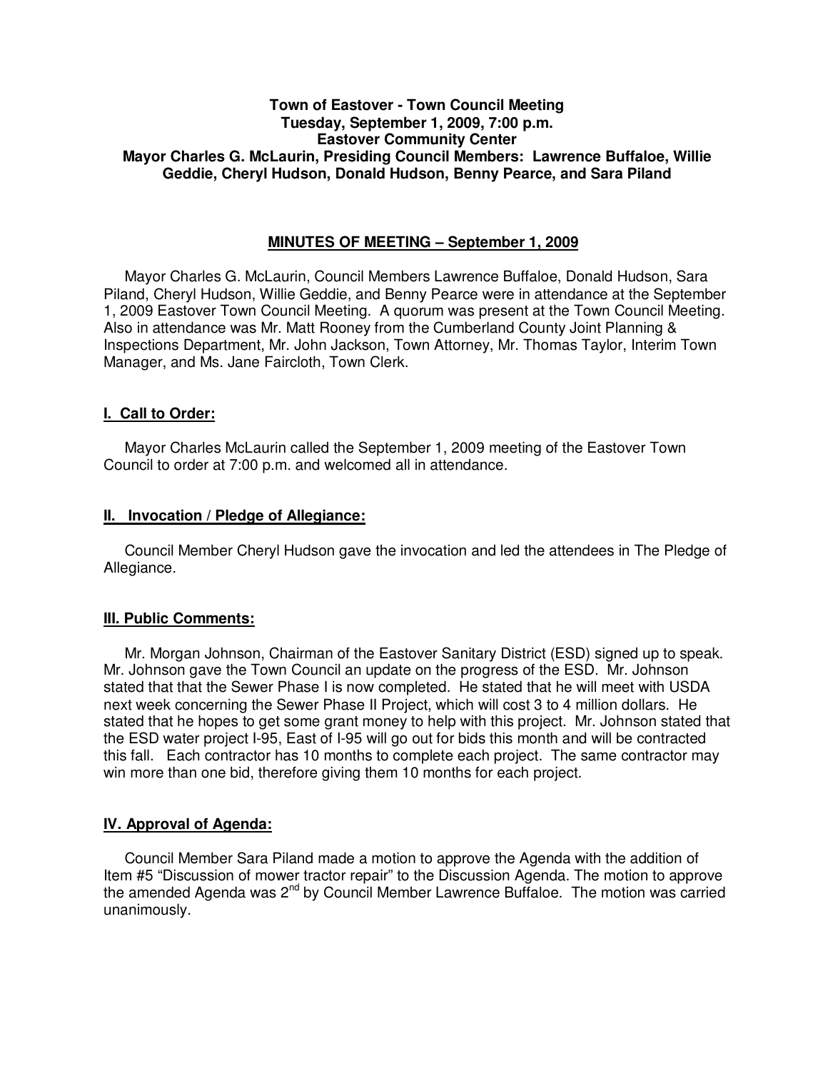**Town of Eastover - Town Council Meeting**
**Tuesday, September 1, 2009, 7:00 p.m.**
**Eastover Community Center**
**Mayor Charles G. McLaurin, Presiding Council Members: Lawrence Buffaloe, Willie Geddie, Cheryl Hudson, Donald Hudson, Benny Pearce, and Sara Piland**

## MINUTES OF MEETING – September 1, 2009

Mayor Charles G. McLaurin, Council Members Lawrence Buffaloe, Donald Hudson, Sara Piland, Cheryl Hudson, Willie Geddie, and Benny Pearce were in attendance at the September 1, 2009 Eastover Town Council Meeting. A quorum was present at the Town Council Meeting. Also in attendance was Mr. Matt Rooney from the Cumberland County Joint Planning & Inspections Department, Mr. John Jackson, Town Attorney, Mr. Thomas Taylor, Interim Town Manager, and Ms. Jane Faircloth, Town Clerk.

### I. Call to Order:

Mayor Charles McLaurin called the September 1, 2009 meeting of the Eastover Town Council to order at 7:00 p.m. and welcomed all in attendance.

### II. Invocation / Pledge of Allegiance:

Council Member Cheryl Hudson gave the invocation and led the attendees in The Pledge of Allegiance.

### III. Public Comments:

Mr. Morgan Johnson, Chairman of the Eastover Sanitary District (ESD) signed up to speak. Mr. Johnson gave the Town Council an update on the progress of the ESD. Mr. Johnson stated that that the Sewer Phase I is now completed. He stated that he will meet with USDA next week concerning the Sewer Phase II Project, which will cost 3 to 4 million dollars. He stated that he hopes to get some grant money to help with this project. Mr. Johnson stated that the ESD water project I-95, East of I-95 will go out for bids this month and will be contracted this fall. Each contractor has 10 months to complete each project. The same contractor may win more than one bid, therefore giving them 10 months for each project.

### IV. Approval of Agenda:

Council Member Sara Piland made a motion to approve the Agenda with the addition of Item #5 "Discussion of mower tractor repair" to the Discussion Agenda. The motion to approve the amended Agenda was 2nd by Council Member Lawrence Buffaloe. The motion was carried unanimously.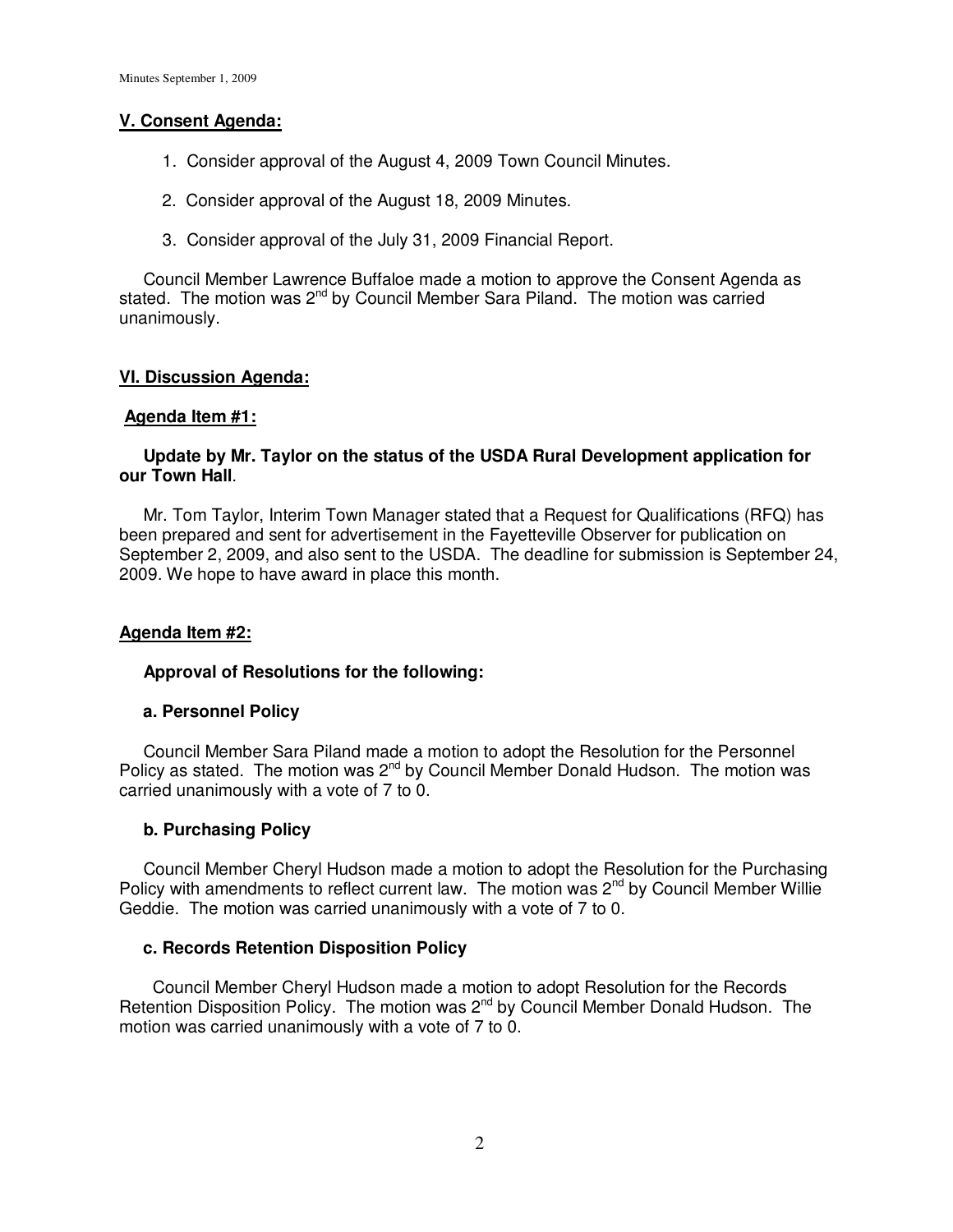## V. Consent Agenda:

1. Consider approval of the August 4, 2009 Town Council Minutes.
2. Consider approval of the August 18, 2009 Minutes.
3. Consider approval of the July 31, 2009 Financial Report.

Council Member Lawrence Buffaloe made a motion to approve the Consent Agenda as stated. The motion was 2nd by Council Member Sara Piland. The motion was carried unanimously.

## VI. Discussion Agenda:

### Agenda Item #1:

**Update by Mr. Taylor on the status of the USDA Rural Development application for our Town Hall**.

Mr. Tom Taylor, Interim Town Manager stated that a Request for Qualifications (RFQ) has been prepared and sent for advertisement in the Fayetteville Observer for publication on September 2, 2009, and also sent to the USDA. The deadline for submission is September 24, 2009. We hope to have award in place this month.

### Agenda Item #2:

**Approval of Resolutions for the following:**

**a. Personnel Policy**

Council Member Sara Piland made a motion to adopt the Resolution for the Personnel Policy as stated. The motion was 2nd by Council Member Donald Hudson. The motion was carried unanimously with a vote of 7 to 0.

**b. Purchasing Policy**

Council Member Cheryl Hudson made a motion to adopt the Resolution for the Purchasing Policy with amendments to reflect current law. The motion was 2nd by Council Member Willie Geddie. The motion was carried unanimously with a vote of 7 to 0.

**c. Records Retention Disposition Policy**

Council Member Cheryl Hudson made a motion to adopt Resolution for the Records Retention Disposition Policy. The motion was 2nd by Council Member Donald Hudson. The motion was carried unanimously with a vote of 7 to 0.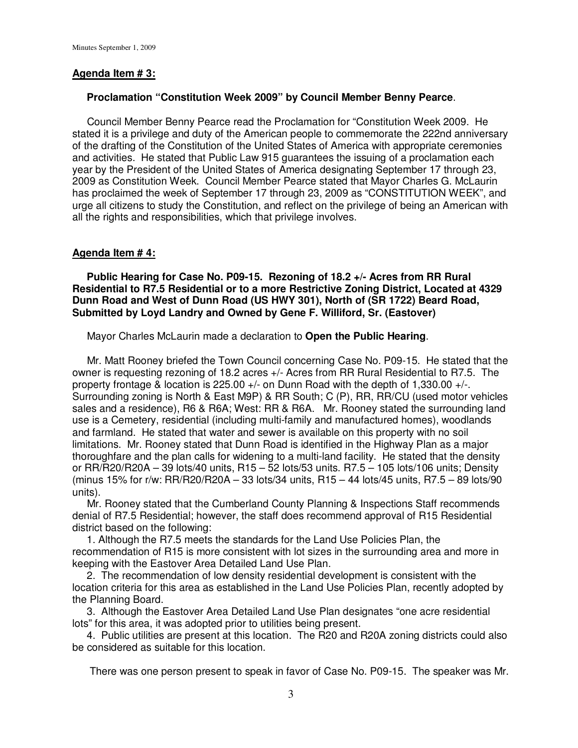**Agenda Item # 3:**

**Proclamation "Constitution Week 2009" by Council Member Benny Pearce**.

Council Member Benny Pearce read the Proclamation for "Constitution Week 2009. He stated it is a privilege and duty of the American people to commemorate the 222nd anniversary of the drafting of the Constitution of the United States of America with appropriate ceremonies and activities. He stated that Public Law 915 guarantees the issuing of a proclamation each year by the President of the United States of America designating September 17 through 23, 2009 as Constitution Week. Council Member Pearce stated that Mayor Charles G. McLaurin has proclaimed the week of September 17 through 23, 2009 as "CONSTITUTION WEEK", and urge all citizens to study the Constitution, and reflect on the privilege of being an American with all the rights and responsibilities, which that privilege involves.

**Agenda Item # 4:**

**Public Hearing for Case No. P09-15. Rezoning of 18.2 +/- Acres from RR Rural Residential to R7.5 Residential or to a more Restrictive Zoning District, Located at 4329 Dunn Road and West of Dunn Road (US HWY 301), North of (SR 1722) Beard Road, Submitted by Loyd Landry and Owned by Gene F. Williford, Sr. (Eastover)**

Mayor Charles McLaurin made a declaration to **Open the Public Hearing**.

Mr. Matt Rooney briefed the Town Council concerning Case No. P09-15. He stated that the owner is requesting rezoning of 18.2 acres +/- Acres from RR Rural Residential to R7.5. The property frontage & location is 225.00 +/- on Dunn Road with the depth of 1,330.00 +/-. Surrounding zoning is North & East M9P) & RR South; C (P), RR, RR/CU (used motor vehicles sales and a residence), R6 & R6A; West: RR & R6A. Mr. Rooney stated the surrounding land use is a Cemetery, residential (including multi-family and manufactured homes), woodlands and farmland. He stated that water and sewer is available on this property with no soil limitations. Mr. Rooney stated that Dunn Road is identified in the Highway Plan as a major thoroughfare and the plan calls for widening to a multi-land facility. He stated that the density or RR/R20/R20A – 39 lots/40 units, R15 – 52 lots/53 units. R7.5 – 105 lots/106 units; Density (minus 15% for r/w: RR/R20/R20A – 33 lots/34 units, R15 – 44 lots/45 units, R7.5 – 89 lots/90 units).

Mr. Rooney stated that the Cumberland County Planning & Inspections Staff recommends denial of R7.5 Residential; however, the staff does recommend approval of R15 Residential district based on the following:

1. Although the R7.5 meets the standards for the Land Use Policies Plan, the recommendation of R15 is more consistent with lot sizes in the surrounding area and more in keeping with the Eastover Area Detailed Land Use Plan.
2. The recommendation of low density residential development is consistent with the location criteria for this area as established in the Land Use Policies Plan, recently adopted by the Planning Board.
3. Although the Eastover Area Detailed Land Use Plan designates "one acre residential lots" for this area, it was adopted prior to utilities being present.
4. Public utilities are present at this location. The R20 and R20A zoning districts could also be considered as suitable for this location.

There was one person present to speak in favor of Case No. P09-15. The speaker was Mr.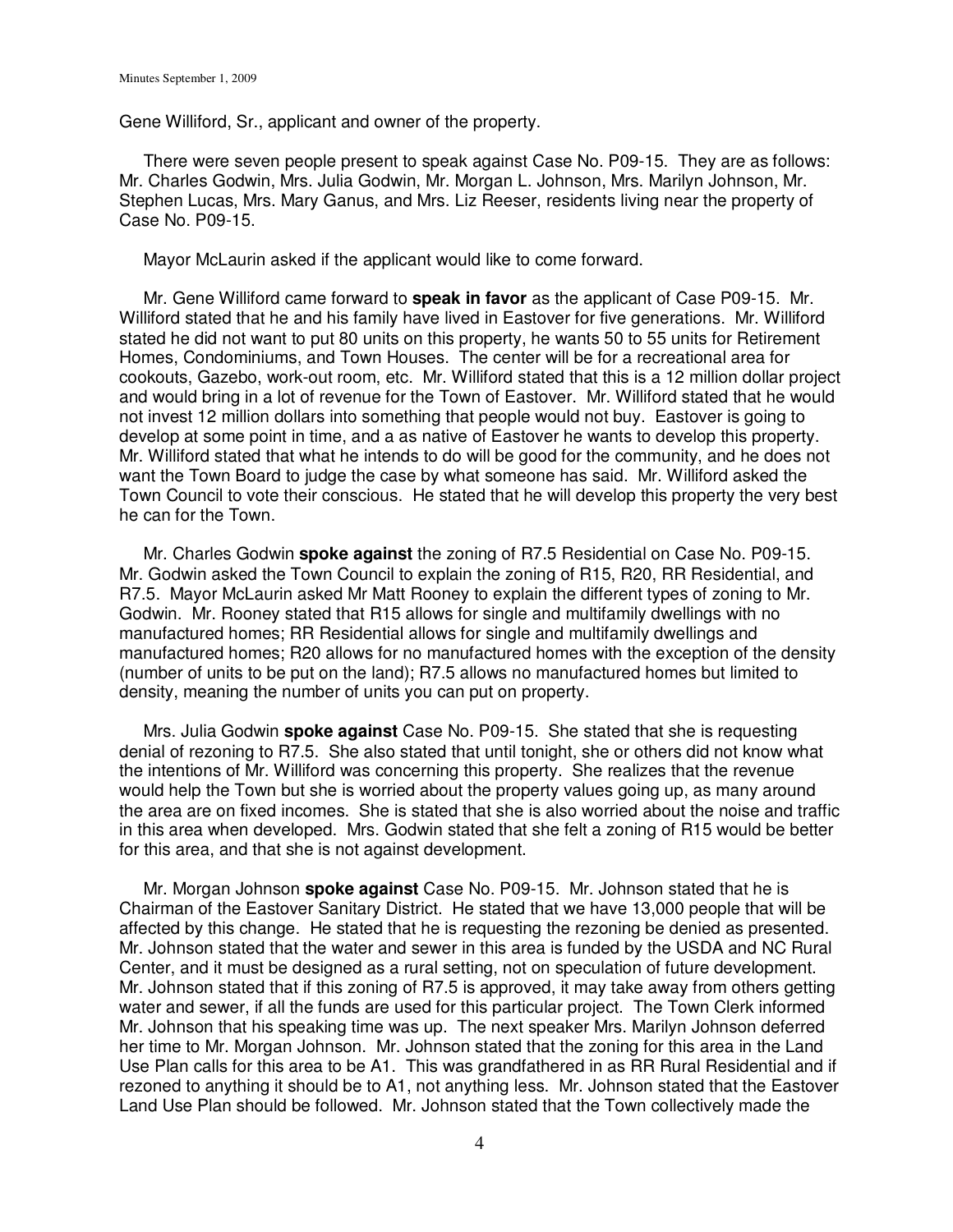Gene Williford, Sr., applicant and owner of the property.

There were seven people present to speak against Case No. P09-15. They are as follows: Mr. Charles Godwin, Mrs. Julia Godwin, Mr. Morgan L. Johnson, Mrs. Marilyn Johnson, Mr. Stephen Lucas, Mrs. Mary Ganus, and Mrs. Liz Reeser, residents living near the property of Case No. P09-15.

Mayor McLaurin asked if the applicant would like to come forward.

Mr. Gene Williford came forward to **speak in favor** as the applicant of Case P09-15. Mr. Williford stated that he and his family have lived in Eastover for five generations. Mr. Williford stated he did not want to put 80 units on this property, he wants 50 to 55 units for Retirement Homes, Condominiums, and Town Houses. The center will be for a recreational area for cookouts, Gazebo, work-out room, etc. Mr. Williford stated that this is a 12 million dollar project and would bring in a lot of revenue for the Town of Eastover. Mr. Williford stated that he would not invest 12 million dollars into something that people would not buy. Eastover is going to develop at some point in time, and a as native of Eastover he wants to develop this property. Mr. Williford stated that what he intends to do will be good for the community, and he does not want the Town Board to judge the case by what someone has said. Mr. Williford asked the Town Council to vote their conscious. He stated that he will develop this property the very best he can for the Town.

Mr. Charles Godwin **spoke against** the zoning of R7.5 Residential on Case No. P09-15. Mr. Godwin asked the Town Council to explain the zoning of R15, R20, RR Residential, and R7.5. Mayor McLaurin asked Mr Matt Rooney to explain the different types of zoning to Mr. Godwin. Mr. Rooney stated that R15 allows for single and multifamily dwellings with no manufactured homes; RR Residential allows for single and multifamily dwellings and manufactured homes; R20 allows for no manufactured homes with the exception of the density (number of units to be put on the land); R7.5 allows no manufactured homes but limited to density, meaning the number of units you can put on property.

Mrs. Julia Godwin **spoke against** Case No. P09-15. She stated that she is requesting denial of rezoning to R7.5. She also stated that until tonight, she or others did not know what the intentions of Mr. Williford was concerning this property. She realizes that the revenue would help the Town but she is worried about the property values going up, as many around the area are on fixed incomes. She is stated that she is also worried about the noise and traffic in this area when developed. Mrs. Godwin stated that she felt a zoning of R15 would be better for this area, and that she is not against development.

Mr. Morgan Johnson **spoke against** Case No. P09-15. Mr. Johnson stated that he is Chairman of the Eastover Sanitary District. He stated that we have 13,000 people that will be affected by this change. He stated that he is requesting the rezoning be denied as presented. Mr. Johnson stated that the water and sewer in this area is funded by the USDA and NC Rural Center, and it must be designed as a rural setting, not on speculation of future development. Mr. Johnson stated that if this zoning of R7.5 is approved, it may take away from others getting water and sewer, if all the funds are used for this particular project. The Town Clerk informed Mr. Johnson that his speaking time was up. The next speaker Mrs. Marilyn Johnson deferred her time to Mr. Morgan Johnson. Mr. Johnson stated that the zoning for this area in the Land Use Plan calls for this area to be A1. This was grandfathered in as RR Rural Residential and if rezoned to anything it should be to A1, not anything less. Mr. Johnson stated that the Eastover Land Use Plan should be followed. Mr. Johnson stated that the Town collectively made the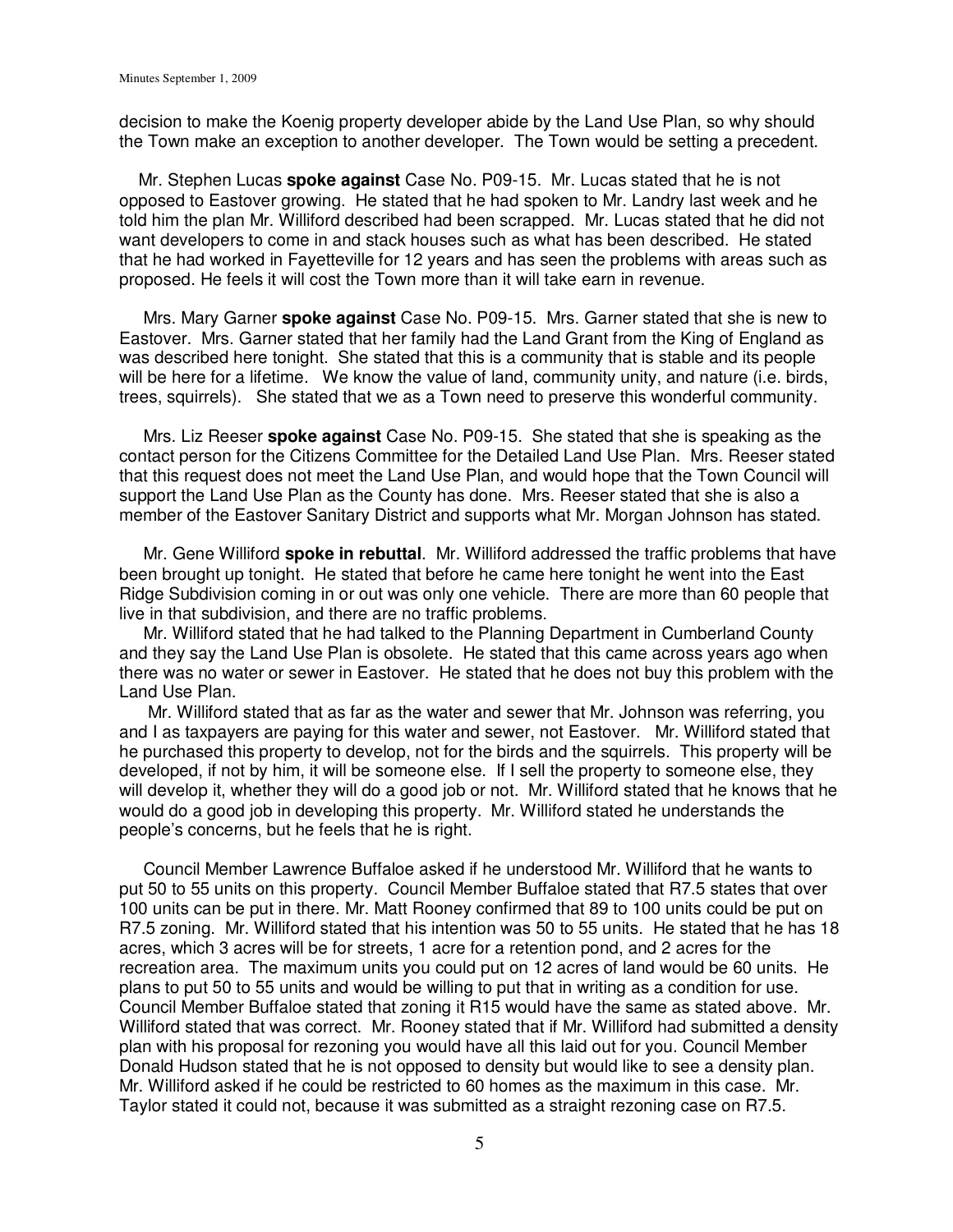decision to make the Koenig property developer abide by the Land Use Plan, so why should the Town make an exception to another developer. The Town would be setting a precedent.

Mr. Stephen Lucas **spoke against** Case No. P09-15. Mr. Lucas stated that he is not opposed to Eastover growing. He stated that he had spoken to Mr. Landry last week and he told him the plan Mr. Williford described had been scrapped. Mr. Lucas stated that he did not want developers to come in and stack houses such as what has been described. He stated that he had worked in Fayetteville for 12 years and has seen the problems with areas such as proposed. He feels it will cost the Town more than it will take earn in revenue.

Mrs. Mary Garner **spoke against** Case No. P09-15. Mrs. Garner stated that she is new to Eastover. Mrs. Garner stated that her family had the Land Grant from the King of England as was described here tonight. She stated that this is a community that is stable and its people will be here for a lifetime. We know the value of land, community unity, and nature (i.e. birds, trees, squirrels). She stated that we as a Town need to preserve this wonderful community.

Mrs. Liz Reeser **spoke against** Case No. P09-15. She stated that she is speaking as the contact person for the Citizens Committee for the Detailed Land Use Plan. Mrs. Reeser stated that this request does not meet the Land Use Plan, and would hope that the Town Council will support the Land Use Plan as the County has done. Mrs. Reeser stated that she is also a member of the Eastover Sanitary District and supports what Mr. Morgan Johnson has stated.

Mr. Gene Williford **spoke in rebuttal**. Mr. Williford addressed the traffic problems that have been brought up tonight. He stated that before he came here tonight he went into the East Ridge Subdivision coming in or out was only one vehicle. There are more than 60 people that live in that subdivision, and there are no traffic problems.

Mr. Williford stated that he had talked to the Planning Department in Cumberland County and they say the Land Use Plan is obsolete. He stated that this came across years ago when there was no water or sewer in Eastover. He stated that he does not buy this problem with the Land Use Plan.

Mr. Williford stated that as far as the water and sewer that Mr. Johnson was referring, you and I as taxpayers are paying for this water and sewer, not Eastover. Mr. Williford stated that he purchased this property to develop, not for the birds and the squirrels. This property will be developed, if not by him, it will be someone else. If I sell the property to someone else, they will develop it, whether they will do a good job or not. Mr. Williford stated that he knows that he would do a good job in developing this property. Mr. Williford stated he understands the people's concerns, but he feels that he is right.

Council Member Lawrence Buffaloe asked if he understood Mr. Williford that he wants to put 50 to 55 units on this property. Council Member Buffaloe stated that R7.5 states that over 100 units can be put in there. Mr. Matt Rooney confirmed that 89 to 100 units could be put on R7.5 zoning. Mr. Williford stated that his intention was 50 to 55 units. He stated that he has 18 acres, which 3 acres will be for streets, 1 acre for a retention pond, and 2 acres for the recreation area. The maximum units you could put on 12 acres of land would be 60 units. He plans to put 50 to 55 units and would be willing to put that in writing as a condition for use. Council Member Buffaloe stated that zoning it R15 would have the same as stated above. Mr. Williford stated that was correct. Mr. Rooney stated that if Mr. Williford had submitted a density plan with his proposal for rezoning you would have all this laid out for you. Council Member Donald Hudson stated that he is not opposed to density but would like to see a density plan. Mr. Williford asked if he could be restricted to 60 homes as the maximum in this case. Mr. Taylor stated it could not, because it was submitted as a straight rezoning case on R7.5.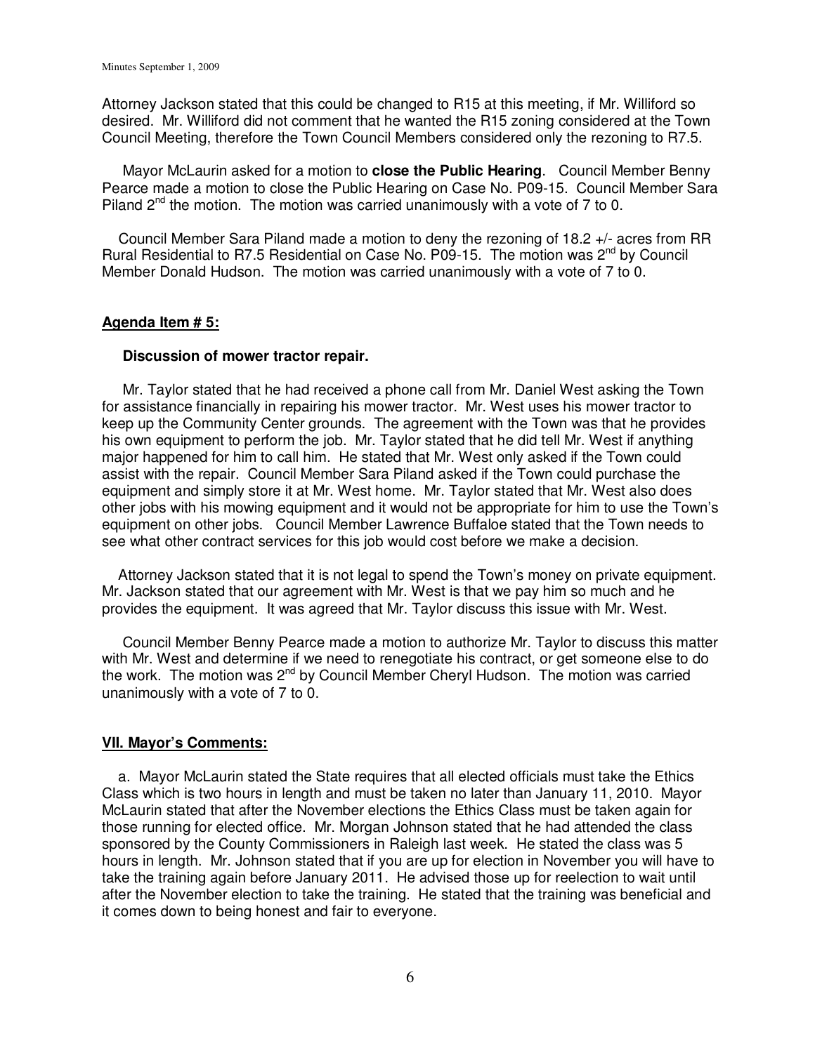Attorney Jackson stated that this could be changed to R15 at this meeting, if Mr. Williford so desired. Mr. Williford did not comment that he wanted the R15 zoning considered at the Town Council Meeting, therefore the Town Council Members considered only the rezoning to R7.5.

Mayor McLaurin asked for a motion to **close the Public Hearing**. Council Member Benny Pearce made a motion to close the Public Hearing on Case No. P09-15. Council Member Sara Piland 2nd the motion. The motion was carried unanimously with a vote of 7 to 0.

Council Member Sara Piland made a motion to deny the rezoning of 18.2 +/- acres from RR Rural Residential to R7.5 Residential on Case No. P09-15. The motion was 2nd by Council Member Donald Hudson. The motion was carried unanimously with a vote of 7 to 0.

## Agenda Item # 5:

**Discussion of mower tractor repair.**

Mr. Taylor stated that he had received a phone call from Mr. Daniel West asking the Town for assistance financially in repairing his mower tractor. Mr. West uses his mower tractor to keep up the Community Center grounds. The agreement with the Town was that he provides his own equipment to perform the job. Mr. Taylor stated that he did tell Mr. West if anything major happened for him to call him. He stated that Mr. West only asked if the Town could assist with the repair. Council Member Sara Piland asked if the Town could purchase the equipment and simply store it at Mr. West home. Mr. Taylor stated that Mr. West also does other jobs with his mowing equipment and it would not be appropriate for him to use the Town's equipment on other jobs. Council Member Lawrence Buffaloe stated that the Town needs to see what other contract services for this job would cost before we make a decision.

Attorney Jackson stated that it is not legal to spend the Town's money on private equipment. Mr. Jackson stated that our agreement with Mr. West is that we pay him so much and he provides the equipment. It was agreed that Mr. Taylor discuss this issue with Mr. West.

Council Member Benny Pearce made a motion to authorize Mr. Taylor to discuss this matter with Mr. West and determine if we need to renegotiate his contract, or get someone else to do the work. The motion was 2nd by Council Member Cheryl Hudson. The motion was carried unanimously with a vote of 7 to 0.

## VII. Mayor's Comments:

a. Mayor McLaurin stated the State requires that all elected officials must take the Ethics Class which is two hours in length and must be taken no later than January 11, 2010. Mayor McLaurin stated that after the November elections the Ethics Class must be taken again for those running for elected office. Mr. Morgan Johnson stated that he had attended the class sponsored by the County Commissioners in Raleigh last week. He stated the class was 5 hours in length. Mr. Johnson stated that if you are up for election in November you will have to take the training again before January 2011. He advised those up for reelection to wait until after the November election to take the training. He stated that the training was beneficial and it comes down to being honest and fair to everyone.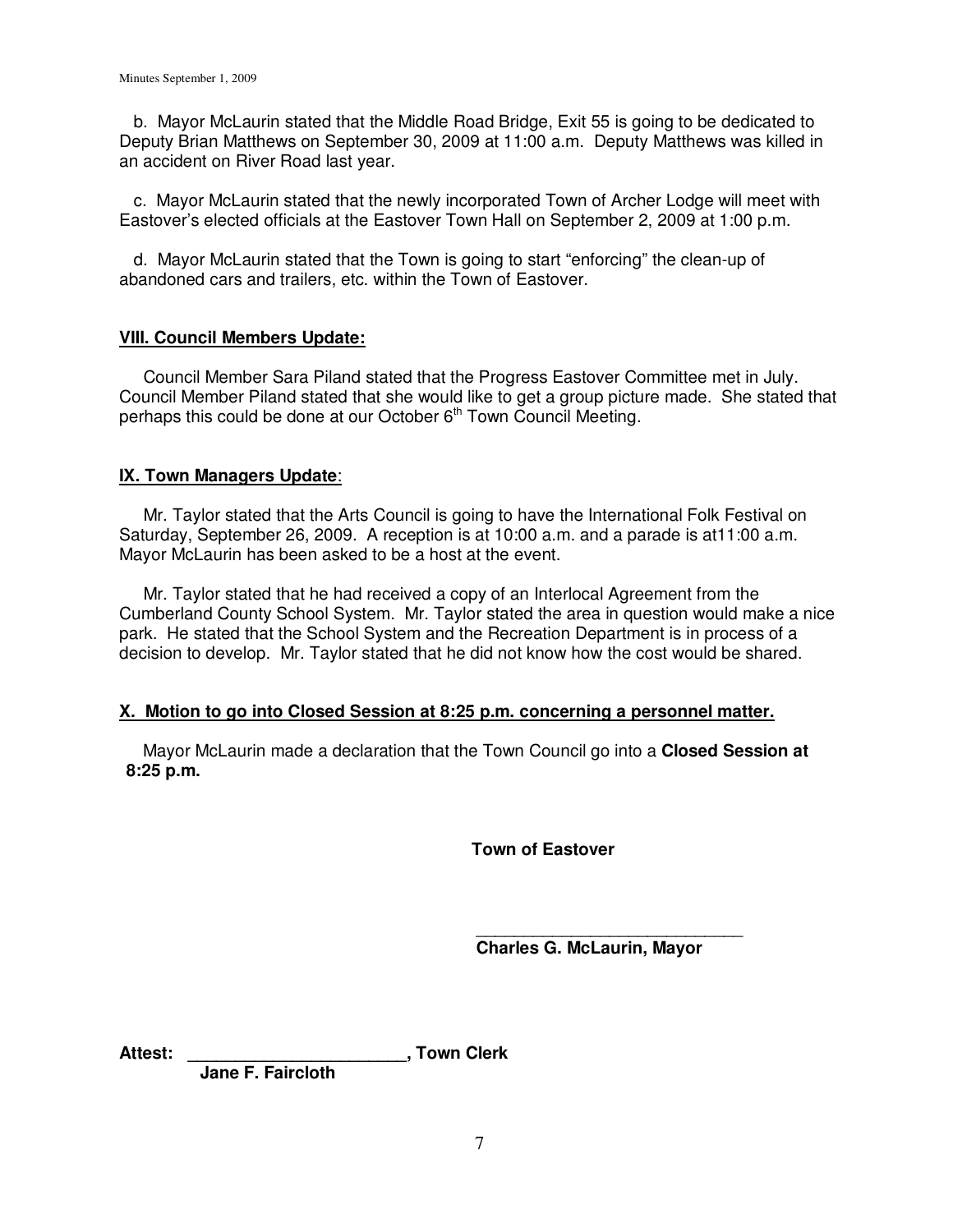b. Mayor McLaurin stated that the Middle Road Bridge, Exit 55 is going to be dedicated to Deputy Brian Matthews on September 30, 2009 at 11:00 a.m. Deputy Matthews was killed in an accident on River Road last year.

c. Mayor McLaurin stated that the newly incorporated Town of Archer Lodge will meet with Eastover's elected officials at the Eastover Town Hall on September 2, 2009 at 1:00 p.m.

d. Mayor McLaurin stated that the Town is going to start "enforcing" the clean-up of abandoned cars and trailers, etc. within the Town of Eastover.

## VIII. Council Members Update:

Council Member Sara Piland stated that the Progress Eastover Committee met in July. Council Member Piland stated that she would like to get a group picture made. She stated that perhaps this could be done at our October 6th Town Council Meeting.

## IX. Town Managers Update:

Mr. Taylor stated that the Arts Council is going to have the International Folk Festival on Saturday, September 26, 2009. A reception is at 10:00 a.m. and a parade is at11:00 a.m. Mayor McLaurin has been asked to be a host at the event.

Mr. Taylor stated that he had received a copy of an Interlocal Agreement from the Cumberland County School System. Mr. Taylor stated the area in question would make a nice park. He stated that the School System and the Recreation Department is in process of a decision to develop. Mr. Taylor stated that he did not know how the cost would be shared.

## X. Motion to go into Closed Session at 8:25 p.m. concerning a personnel matter.

Mayor McLaurin made a declaration that the Town Council go into a **Closed Session at 8:25 p.m.**

**Town of Eastover**

______________________________
**Charles G. McLaurin, Mayor**

**Attest: _______________________, Town Clerk**
**Jane F. Faircloth**